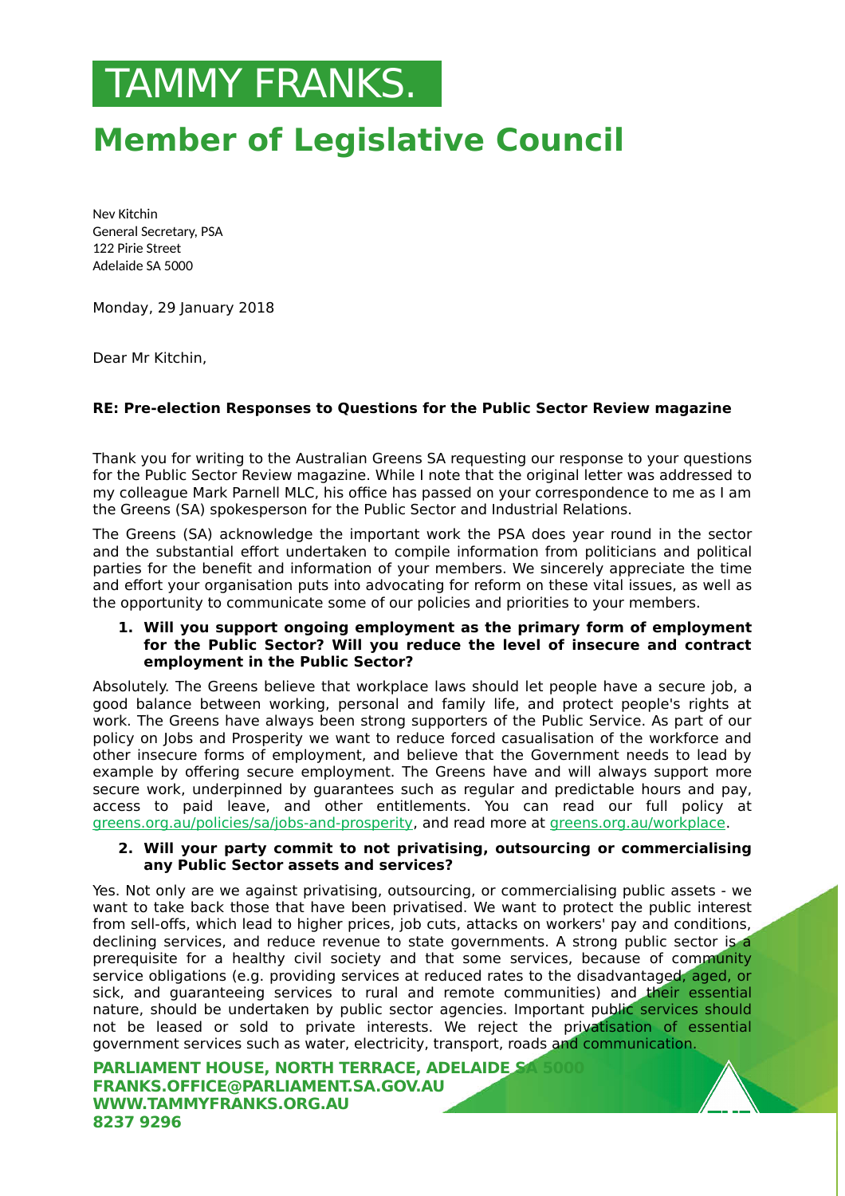# TAMMY FRANKS.

## Member of Legislative Council

Nev Kitchin
General Secretary, PSA
122 Pirie Street
Adelaide SA 5000

Monday, 29 January 2018

Dear Mr Kitchin,

**RE: Pre-election Responses to Questions for the Public Sector Review magazine**

Thank you for writing to the Australian Greens SA requesting our response to your questions for the Public Sector Review magazine. While I note that the original letter was addressed to my colleague Mark Parnell MLC, his office has passed on your correspondence to me as I am the Greens (SA) spokesperson for the Public Sector and Industrial Relations.

The Greens (SA) acknowledge the important work the PSA does year round in the sector and the substantial effort undertaken to compile information from politicians and political parties for the benefit and information of your members. We sincerely appreciate the time and effort your organisation puts into advocating for reform on these vital issues, as well as the opportunity to communicate some of our policies and priorities to your members.

1. **Will you support ongoing employment as the primary form of employment for the Public Sector? Will you reduce the level of insecure and contract employment in the Public Sector?**

Absolutely. The Greens believe that workplace laws should let people have a secure job, a good balance between working, personal and family life, and protect people's rights at work. The Greens have always been strong supporters of the Public Service. As part of our policy on Jobs and Prosperity we want to reduce forced casualisation of the workforce and other insecure forms of employment, and believe that the Government needs to lead by example by offering secure employment. The Greens have and will always support more secure work, underpinned by guarantees such as regular and predictable hours and pay, access to paid leave, and other entitlements. You can read our full policy at greens.org.au/policies/sa/jobs-and-prosperity, and read more at greens.org.au/workplace.

2. **Will your party commit to not privatising, outsourcing or commercialising any Public Sector assets and services?**

Yes. Not only are we against privatising, outsourcing, or commercialising public assets - we want to take back those that have been privatised. We want to protect the public interest from sell-offs, which lead to higher prices, job cuts, attacks on workers' pay and conditions, declining services, and reduce revenue to state governments. A strong public sector is a prerequisite for a healthy civil society and that some services, because of community service obligations (e.g. providing services at reduced rates to the disadvantaged, aged, or sick, and guaranteeing services to rural and remote communities) and their essential nature, should be undertaken by public sector agencies. Important public services should not be leased or sold to private interests. We reject the privatisation of essential government services such as water, electricity, transport, roads and communication.

**PARLIAMENT HOUSE, NORTH TERRACE, ADELAIDE SA 5000**
**FRANKS.OFFICE@PARLIAMENT.SA.GOV.AU**
**WWW.TAMMYFRANKS.ORG.AU**
**8237 9296**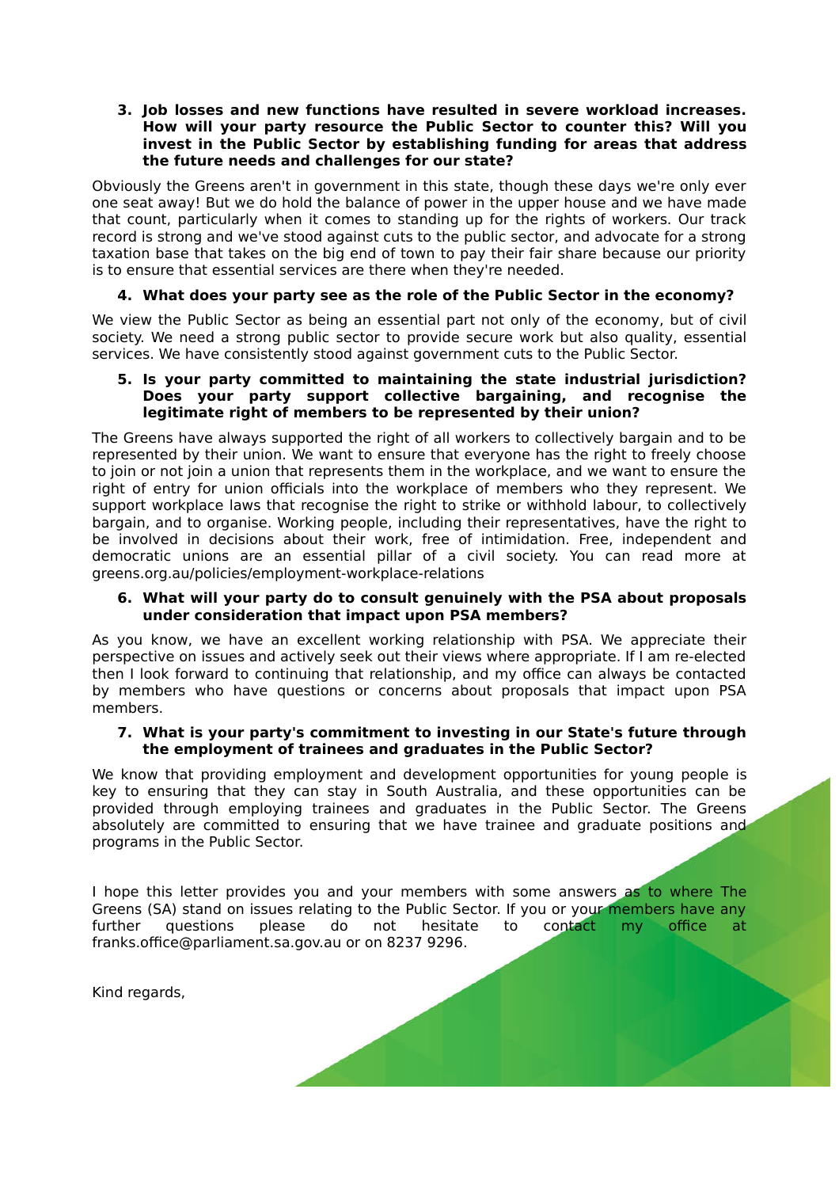3. **Job losses and new functions have resulted in severe workload increases. How will your party resource the Public Sector to counter this? Will you invest in the Public Sector by establishing funding for areas that address the future needs and challenges for our state?**

Obviously the Greens aren't in government in this state, though these days we're only ever one seat away! But we do hold the balance of power in the upper house and we have made that count, particularly when it comes to standing up for the rights of workers. Our track record is strong and we've stood against cuts to the public sector, and advocate for a strong taxation base that takes on the big end of town to pay their fair share because our priority is to ensure that essential services are there when they're needed.

4. **What does your party see as the role of the Public Sector in the economy?**

We view the Public Sector as being an essential part not only of the economy, but of civil society. We need a strong public sector to provide secure work but also quality, essential services. We have consistently stood against government cuts to the Public Sector.

5. **Is your party committed to maintaining the state industrial jurisdiction? Does your party support collective bargaining, and recognise the legitimate right of members to be represented by their union?**

The Greens have always supported the right of all workers to collectively bargain and to be represented by their union. We want to ensure that everyone has the right to freely choose to join or not join a union that represents them in the workplace, and we want to ensure the right of entry for union officials into the workplace of members who they represent. We support workplace laws that recognise the right to strike or withhold labour, to collectively bargain, and to organise. Working people, including their representatives, have the right to be involved in decisions about their work, free of intimidation. Free, independent and democratic unions are an essential pillar of a civil society. You can read more at greens.org.au/policies/employment-workplace-relations

6. **What will your party do to consult genuinely with the PSA about proposals under consideration that impact upon PSA members?**

As you know, we have an excellent working relationship with PSA. We appreciate their perspective on issues and actively seek out their views where appropriate. If I am re-elected then I look forward to continuing that relationship, and my office can always be contacted by members who have questions or concerns about proposals that impact upon PSA members.

7. **What is your party's commitment to investing in our State's future through the employment of trainees and graduates in the Public Sector?**

We know that providing employment and development opportunities for young people is key to ensuring that they can stay in South Australia, and these opportunities can be provided through employing trainees and graduates in the Public Sector. The Greens absolutely are committed to ensuring that we have trainee and graduate positions and programs in the Public Sector.

I hope this letter provides you and your members with some answers as to where The Greens (SA) stand on issues relating to the Public Sector. If you or your members have any further questions please do not hesitate to contact my office at franks.office@parliament.sa.gov.au or on 8237 9296.

Kind regards,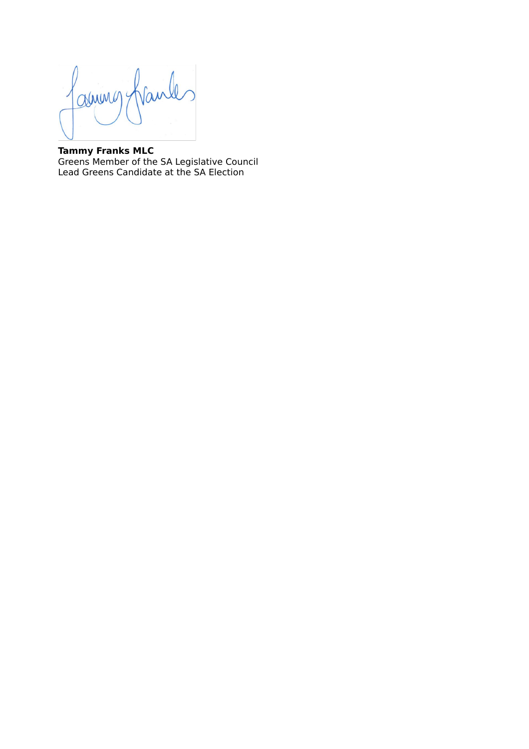**Tammy Franks MLC**
Greens Member of the SA Legislative Council
Lead Greens Candidate at the SA Election